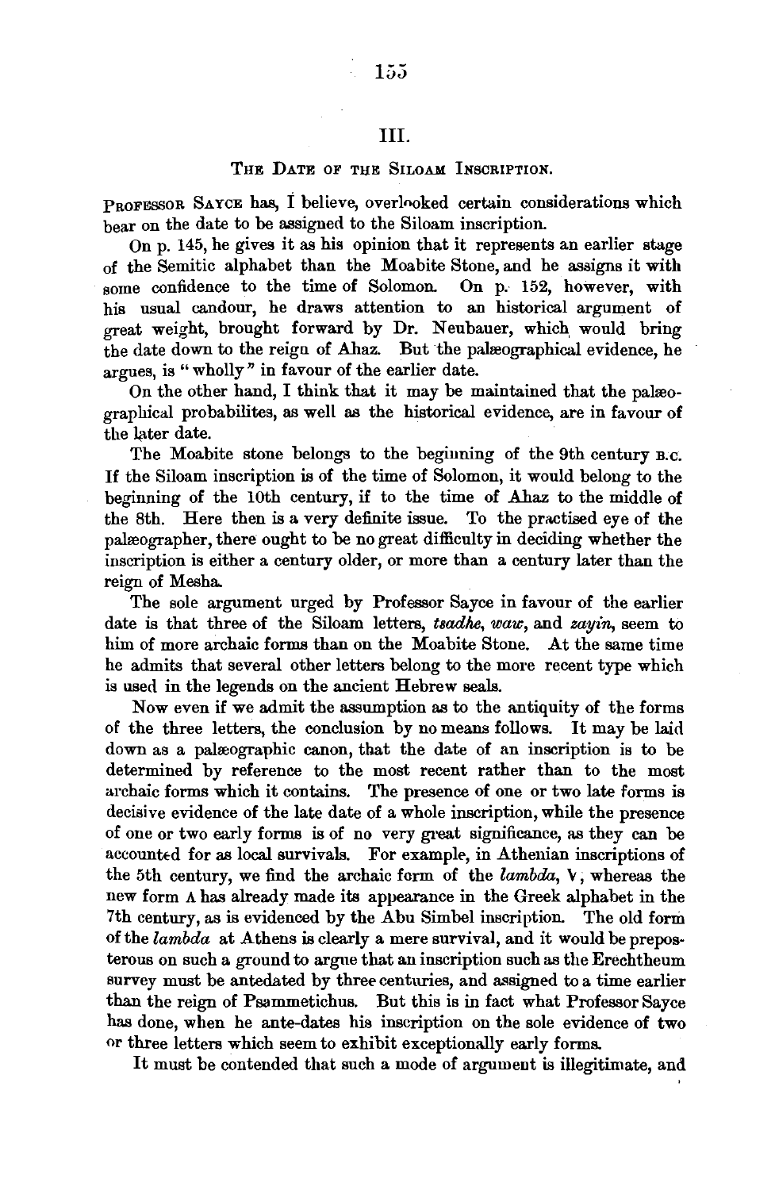# III.

## The Date of the Siloam Inscription.

Professor Sayce has, I believe, overlooked certain considerations which bear on the date to be assigned to the Siloam inscription.

On p. 145, he gives it as his opinion that it represents an earlier stage of the Semitic alphabet than the Moabite Stone, and he assigns it with some confidence to the time of Solomon. On p. 152, however, with his usual candour, he draws attention to an historical argument of great weight, brought forward by Dr. Neubauer, which would bring the date down to the reign of Ahaz. But the palæographical evidence, he argues, is "wholly" in favour of the earlier date.

On the other hand, I think that it may be maintained that the palæographical probabilites, as well as the historical evidence, are in favour of the later date.

The Moabite stone belongs to the beginning of the 9th century B.C. If the Siloam inscription is of the time of Solomon, it would belong to the beginning of the 10th century, if to the time of Ahaz to the middle of the 8th. Here then is a very definite issue. To the practised eye of the palæographer, there ought to be no great difficulty in deciding whether the inscription is either a century older, or more than a century later than the reign of Mesha.

The sole argument urged by Professor Sayce in favour of the earlier date is that three of the Siloam letters, *tsadhe*, *waw*, and *zayin*, seem to him of more archaic forms than on the Moabite Stone. At the same time he admits that several other letters belong to the more recent type which is used in the legends on the ancient Hebrew seals.

Now even if we admit the assumption as to the antiquity of the forms of the three letters, the conclusion by no means follows. It may be laid down as a palæographic canon, that the date of an inscription is to be determined by reference to the most recent rather than to the most archaic forms which it contains. The presence of one or two late forms is decisive evidence of the late date of a whole inscription, while the presence of one or two early forms is of no very great significance, as they can be accounted for as local survivals. For example, in Athenian inscriptions of the 5th century, we find the archaic form of the *lambda*, V, whereas the new form Λ has already made its appearance in the Greek alphabet in the 7th century, as is evidenced by the Abu Simbel inscription. The old form of the *lambda* at Athens is clearly a mere survival, and it would be preposterous on such a ground to argue that an inscription such as the Erechtheum survey must be antedated by three centuries, and assigned to a time earlier than the reign of Psammetichus. But this is in fact what Professor Sayce has done, when he ante-dates his inscription on the sole evidence of two or three letters which seem to exhibit exceptionally early forms.

It must be contended that such a mode of argument is illegitimate, and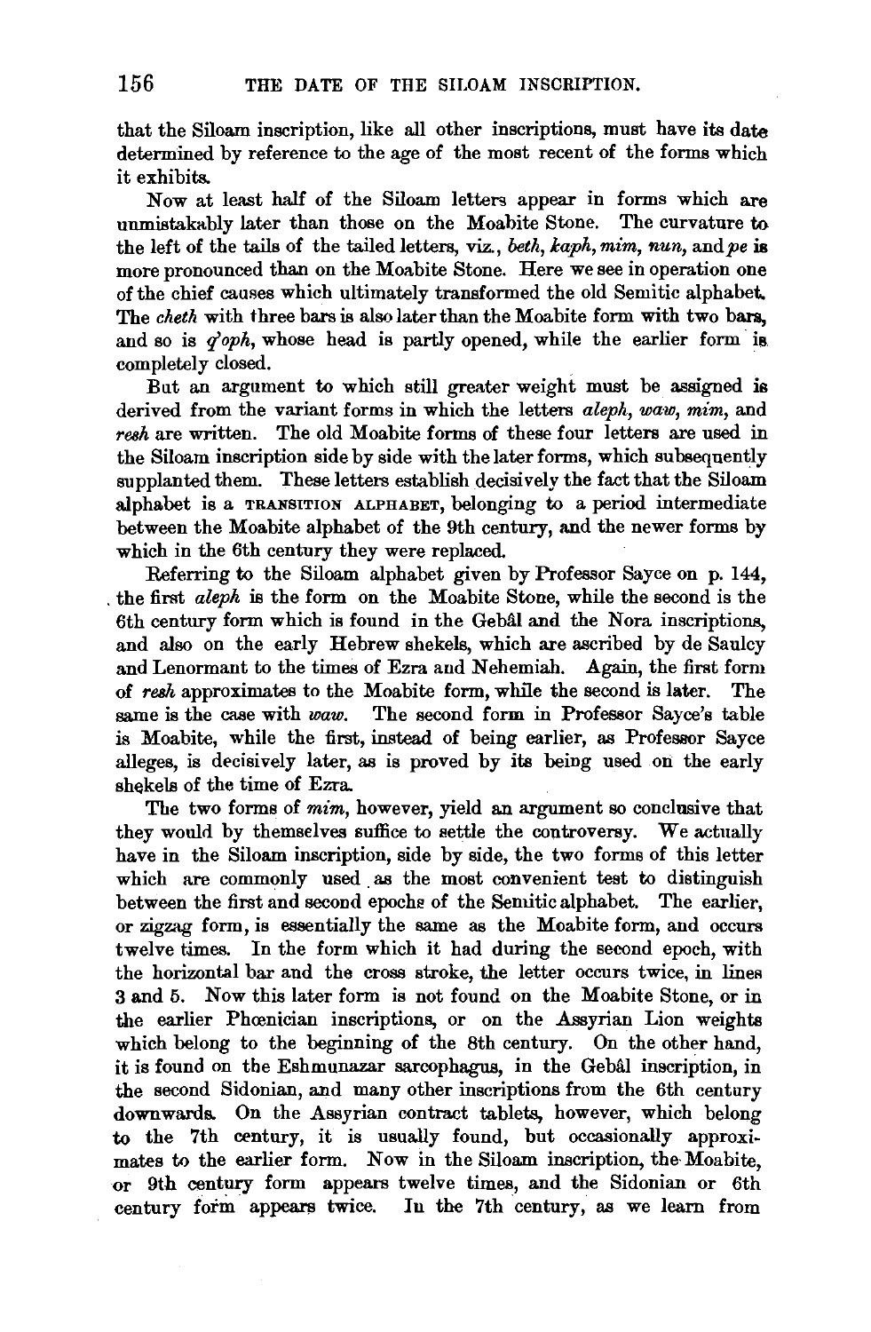that the Siloam inscription, like all other inscriptions, must have its date determined by reference to the age of the most recent of the forms which it exhibits.

Now at least half of the Siloam letters appear in forms which are unmistakably later than those on the Moabite Stone. The curvature to the left of the tails of the tailed letters, viz., *beth*, *kaph*, *mim*, *nun*, and *pe* is more pronounced than on the Moabite Stone. Here we see in operation one of the chief causes which ultimately transformed the old Semitic alphabet. The *cheth* with three bars is also later than the Moabite form with two bars, and so is *q'oph*, whose head is partly opened, while the earlier form is completely closed.

But an argument to which still greater weight must be assigned is derived from the variant forms in which the letters *aleph*, *waw*, *mim*, and *resh* are written. The old Moabite forms of these four letters are used in the Siloam inscription side by side with the later forms, which subsequently supplanted them. These letters establish decisively the fact that the Siloam alphabet is a TRANSITION ALPHABET, belonging to a period intermediate between the Moabite alphabet of the 9th century, and the newer forms by which in the 6th century they were replaced.

Referring to the Siloam alphabet given by Professor Sayce on p. 144, the first *aleph* is the form on the Moabite Stone, while the second is the 6th century form which is found in the Gebâl and the Nora inscriptions, and also on the early Hebrew shekels, which are ascribed by de Saulcy and Lenormant to the times of Ezra and Nehemiah. Again, the first form of *resh* approximates to the Moabite form, while the second is later. The same is the case with *waw*. The second form in Professor Sayce's table is Moabite, while the first, instead of being earlier, as Professor Sayce alleges, is decisively later, as is proved by its being used on the early shekels of the time of Ezra.

The two forms of *mim*, however, yield an argument so conclusive that they would by themselves suffice to settle the controversy. We actually have in the Siloam inscription, side by side, the two forms of this letter which are commonly used as the most convenient test to distinguish between the first and second epochs of the Semitic alphabet. The earlier, or zigzag form, is essentially the same as the Moabite form, and occurs twelve times. In the form which it had during the second epoch, with the horizontal bar and the cross stroke, the letter occurs twice, in lines 3 and 5. Now this later form is not found on the Moabite Stone, or in the earlier Phœnician inscriptions, or on the Assyrian Lion weights which belong to the beginning of the 8th century. On the other hand, it is found on the Eshmunazar sarcophagus, in the Gebâl inscription, in the second Sidonian, and many other inscriptions from the 6th century downwards. On the Assyrian contract tablets, however, which belong to the 7th century, it is usually found, but occasionally approximates to the earlier form. Now in the Siloam inscription, the Moabite, or 9th century form appears twelve times, and the Sidonian or 6th century form appears twice. In the 7th century, as we learn from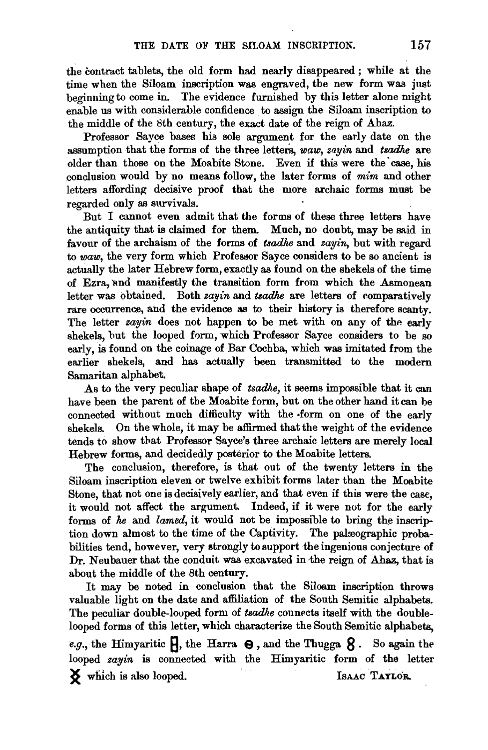the contract tablets, the old form had nearly disappeared; while at the time when the Siloam inscription was engraved, the new form was just beginning to come in. The evidence furnished by this letter alone might enable us with considerable confidence to assign the Siloam inscription to the middle of the 8th century, the exact date of the reign of Ahaz.

Professor Sayce bases his sole argument for the early date on the assumption that the forms of the three letters, *waw*, *zayin* and *tsadhe* are older than those on the Moabite Stone. Even if this were the case, his conclusion would by no means follow, the later forms of *mim* and other letters affording decisive proof that the more archaic forms must be regarded only as survivals.

But I cannot even admit that the forms of these three letters have the antiquity that is claimed for them. Much, no doubt, may be said in favour of the archaism of the forms of *tsadhe* and *zayin*, but with regard to *waw*, the very form which Professor Sayce considers to be so ancient is actually the later Hebrew form, exactly as found on the shekels of the time of Ezra, and manifestly the transition form from which the Asmonean letter was obtained. Both *zayin* and *tsadhe* are letters of comparatively rare occurrence, and the evidence as to their history is therefore scanty. The letter *zayin* does not happen to be met with on any of the early shekels, but the looped form, which Professor Sayce considers to be so early, is found on the coinage of Bar Cochba, which was imitated from the earlier shekels, and has actually been transmitted to the modern Samaritan alphabet.

As to the very peculiar shape of *tsadhe*, it seems impossible that it can have been the parent of the Moabite form, but on the other hand it can be connected without much difficulty with the form on one of the early shekels. On the whole, it may be affirmed that the weight of the evidence tends to show that Professor Sayce's three archaic letters are merely local Hebrew forms, and decidedly posterior to the Moabite letters.

The conclusion, therefore, is that out of the twenty letters in the Siloam inscription eleven or twelve exhibit forms later than the Moabite Stone, that not one is decisively earlier, and that even if this were the case, it would not affect the argument. Indeed, if it were not for the early forms of *he* and *lamed*, it would not be impossible to bring the inscription down almost to the time of the Captivity. The palæographic probabilities tend, however, very strongly to support the ingenious conjecture of Dr. Neubauer that the conduit was excavated in the reign of Ahaz, that is about the middle of the 8th century.

It may be noted in conclusion that the Siloam inscription throws valuable light on the date and affiliation of the South Semitic alphabets. The peculiar double-looped form of *tsadhe* connects itself with the double-looped forms of this letter, which characterize the South Semitic alphabets, *e.g.*, the Himyaritic 𐩮, the Harra ⊖, and the Thugga 8. So again the looped *zayin* is connected with the Himyaritic form of the letter 𐩸 which is also looped.

Isaac Taylor.